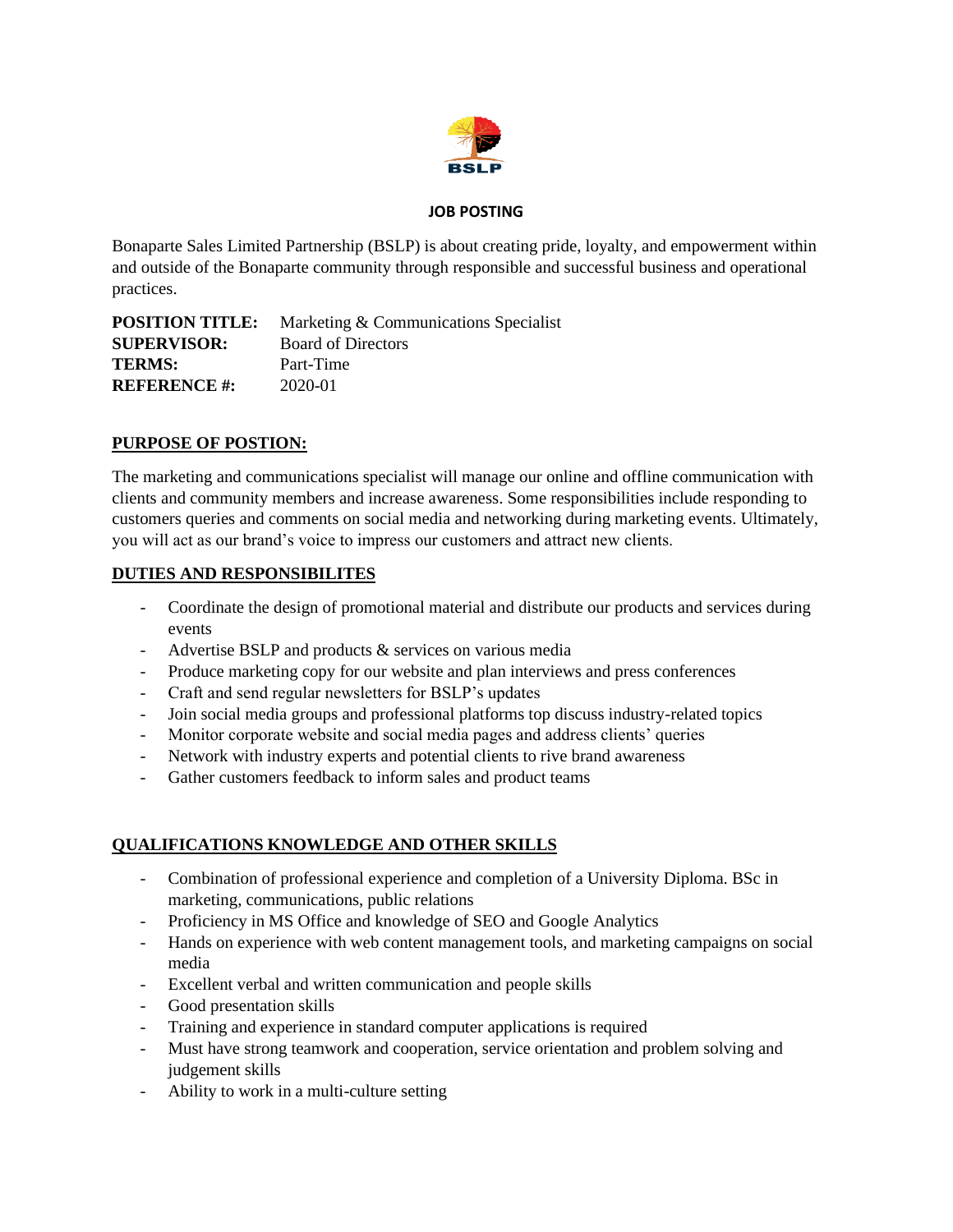BSLP

**JOB POSTING**

Bonaparte Sales Limited Partnership (BSLP) is about creating pride, loyalty, and empowerment within and outside of the Bonaparte community through responsible and successful business and operational practices.

**POSITION TITLE:** Marketing & Communications Specialist
**SUPERVISOR:** Board of Directors
**TERMS:** Part-Time
**REFERENCE #:** 2020-01

## PURPOSE OF POSTION:

The marketing and communications specialist will manage our online and offline communication with clients and community members and increase awareness. Some responsibilities include responding to customers queries and comments on social media and networking during marketing events. Ultimately, you will act as our brand's voice to impress our customers and attract new clients.

## DUTIES AND RESPONSIBILITES

- Coordinate the design of promotional material and distribute our products and services during events
- Advertise BSLP and products & services on various media
- Produce marketing copy for our website and plan interviews and press conferences
- Craft and send regular newsletters for BSLP's updates
- Join social media groups and professional platforms top discuss industry-related topics
- Monitor corporate website and social media pages and address clients' queries
- Network with industry experts and potential clients to rive brand awareness
- Gather customers feedback to inform sales and product teams

## QUALIFICATIONS KNOWLEDGE AND OTHER SKILLS

- Combination of professional experience and completion of a University Diploma. BSc in marketing, communications, public relations
- Proficiency in MS Office and knowledge of SEO and Google Analytics
- Hands on experience with web content management tools, and marketing campaigns on social media
- Excellent verbal and written communication and people skills
- Good presentation skills
- Training and experience in standard computer applications is required
- Must have strong teamwork and cooperation, service orientation and problem solving and judgement skills
- Ability to work in a multi-culture setting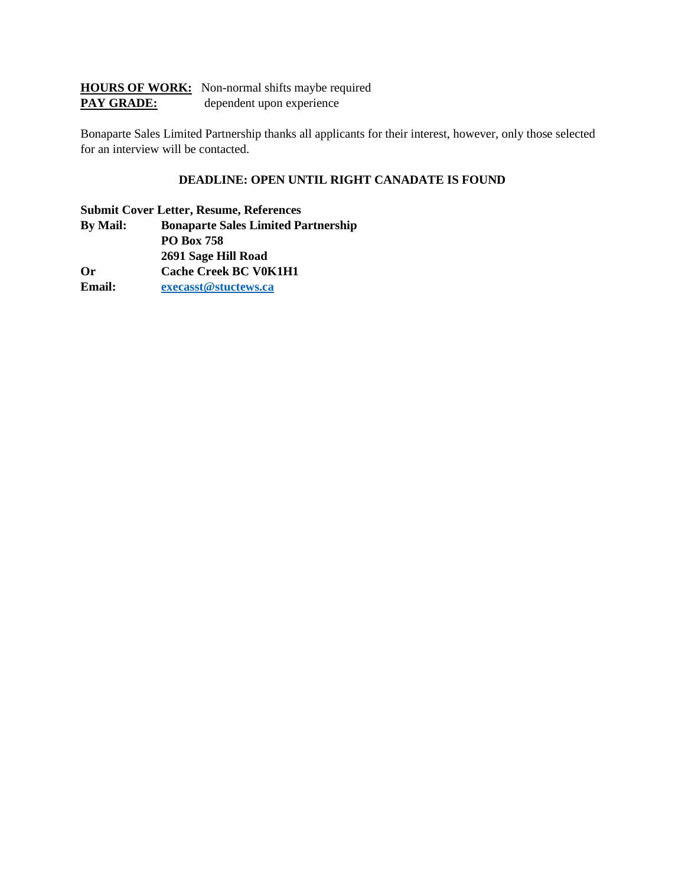**<u>HOURS OF WORK:</u>** Non-normal shifts maybe required
**<u>PAY GRADE:</u>** dependent upon experience

Bonaparte Sales Limited Partnership thanks all applicants for their interest, however, only those selected for an interview will be contacted.

**DEADLINE: OPEN UNTIL RIGHT CANADATE IS FOUND**

**Submit Cover Letter, Resume, References**

**By Mail:** **Bonaparte Sales Limited Partnership**
**PO Box 758**
**2691 Sage Hill Road**
**Or** **Cache Creek BC V0K1H1**
**Email:** **execasst@stuctews.ca**